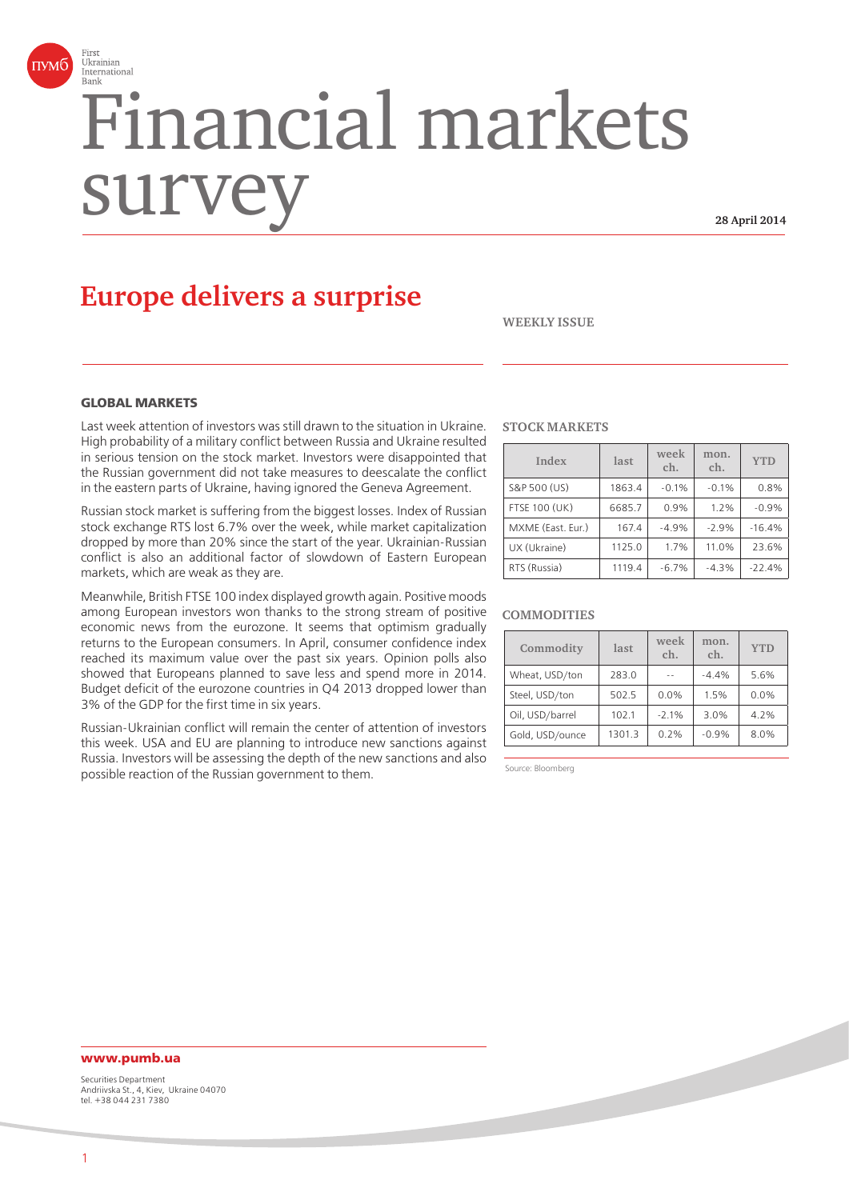First Ukrainian International Bank

# Financial markets survey

**28 April 2014**

## Europe delivers a surprise

WEEKLY ISSUE

### GLOBAL MARKETS

Last week attention of investors was still drawn to the situation in Ukraine. High probability of a military conflict between Russia and Ukraine resulted in serious tension on the stock market. Investors were disappointed that the Russian government did not take measures to deescalate the conflict in the eastern parts of Ukraine, having ignored the Geneva Agreement.

Russian stock market is suffering from the biggest losses. Index of Russian stock exchange RTS lost 6.7% over the week, while market capitalization dropped by more than 20% since the start of the year. Ukrainian-Russian conflict is also an additional factor of slowdown of Eastern European markets, which are weak as they are.

Meanwhile, British FTSE 100 index displayed growth again. Positive moods among European investors won thanks to the strong stream of positive economic news from the eurozone. It seems that optimism gradually returns to the European consumers. In April, consumer confidence index reached its maximum value over the past six years. Opinion polls also showed that Europeans planned to save less and spend more in 2014. Budget deficit of the eurozone countries in Q4 2013 dropped lower than 3% of the GDP for the first time in six years.

Russian-Ukrainian conflict will remain the center of attention of investors this week. USA and EU are planning to introduce new sanctions against Russia. Investors will be assessing the depth of the new sanctions and also possible reaction of the Russian government to them.

**STOCK MARKETS**

| Index | last | week ch. | mon. ch. | YTD |
|---|---|---|---|---|
| S&P 500 (US) | 1863.4 | -0.1% | -0.1% | 0.8% |
| FTSE 100 (UK) | 6685.7 | 0.9% | 1.2% | -0.9% |
| MXME (East. Eur.) | 167.4 | -4.9% | -2.9% | -16.4% |
| UX (Ukraine) | 1125.0 | 1.7% | 11.0% | 23.6% |
| RTS (Russia) | 1119.4 | -6.7% | -4.3% | -22.4% |

**COMMODITIES**

| Commodity | last | week ch. | mon. ch. | YTD |
|---|---|---|---|---|
| Wheat, USD/ton | 283.0 | -- | -4.4% | 5.6% |
| Steel, USD/ton | 502.5 | 0.0% | 1.5% | 0.0% |
| Oil, USD/barrel | 102.1 | -2.1% | 3.0% | 4.2% |
| Gold, USD/ounce | 1301.3 | 0.2% | -0.9% | 8.0% |

Source: Bloomberg

**www.pumb.ua**

Securities Department
Andriivska St., 4, Kiev, Ukraine 04070
tel. +38 044 231 7380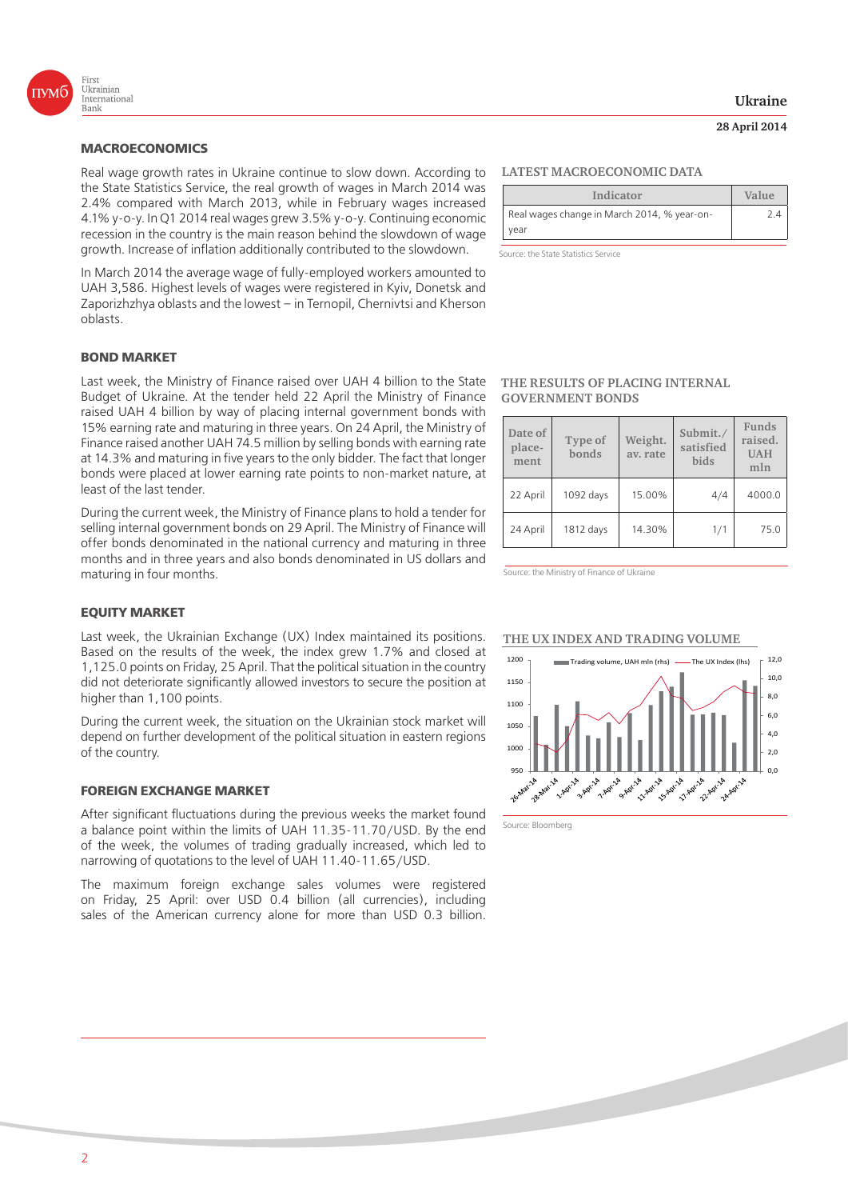## MACROECONOMICS

Real wage growth rates in Ukraine continue to slow down. According to the State Statistics Service, the real growth of wages in March 2014 was 2.4% compared with March 2013, while in February wages increased 4.1% y-o-y. In Q1 2014 real wages grew 3.5% y-o-y. Continuing economic recession in the country is the main reason behind the slowdown of wage growth. Increase of inflation additionally contributed to the slowdown.

In March 2014 the average wage of fully-employed workers amounted to UAH 3,586. Highest levels of wages were registered in Kyiv, Donetsk and Zaporizhzhya oblasts and the lowest – in Ternopil, Chernivtsi and Kherson oblasts.

### LATEST MACROECONOMIC DATA

| Indicator | Value |
|---|---|
| Real wages change in March 2014, % year-on-year | 2.4 |

Source: the State Statistics Service

## BOND MARKET

Last week, the Ministry of Finance raised over UAH 4 billion to the State Budget of Ukraine. At the tender held 22 April the Ministry of Finance raised UAH 4 billion by way of placing internal government bonds with 15% earning rate and maturing in three years. On 24 April, the Ministry of Finance raised another UAH 74.5 million by selling bonds with earning rate at 14.3% and maturing in five years to the only bidder. The fact that longer bonds were placed at lower earning rate points to non-market nature, at least of the last tender.

During the current week, the Ministry of Finance plans to hold a tender for selling internal government bonds on 29 April. The Ministry of Finance will offer bonds denominated in the national currency and maturing in three months and in three years and also bonds denominated in US dollars and maturing in four months.

### THE RESULTS OF PLACING INTERNAL GOVERNMENT BONDS

| Date of placement | Type of bonds | Weight. av. rate | Submit./ satisfied bids | Funds raised. UAH mln |
|---|---|---|---|---|
| 22 April | 1092 days | 15.00% | 4/4 | 4000.0 |
| 24 April | 1812 days | 14.30% | 1/1 | 75.0 |

Source: the Ministry of Finance of Ukraine

## EQUITY MARKET

Last week, the Ukrainian Exchange (UX) Index maintained its positions. Based on the results of the week, the index grew 1.7% and closed at 1,125.0 points on Friday, 25 April. That the political situation in the country did not deteriorate significantly allowed investors to secure the position at higher than 1,100 points.

During the current week, the situation on the Ukrainian stock market will depend on further development of the political situation in eastern regions of the country.

### THE UX INDEX AND TRADING VOLUME

Source: Bloomberg

## FOREIGN EXCHANGE MARKET

After significant fluctuations during the previous weeks the market found a balance point within the limits of UAH 11.35-11.70/USD. By the end of the week, the volumes of trading gradually increased, which led to narrowing of quotations to the level of UAH 11.40-11.65/USD.

The maximum foreign exchange sales volumes were registered on Friday, 25 April: over USD 0.4 billion (all currencies), including sales of the American currency alone for more than USD 0.3 billion.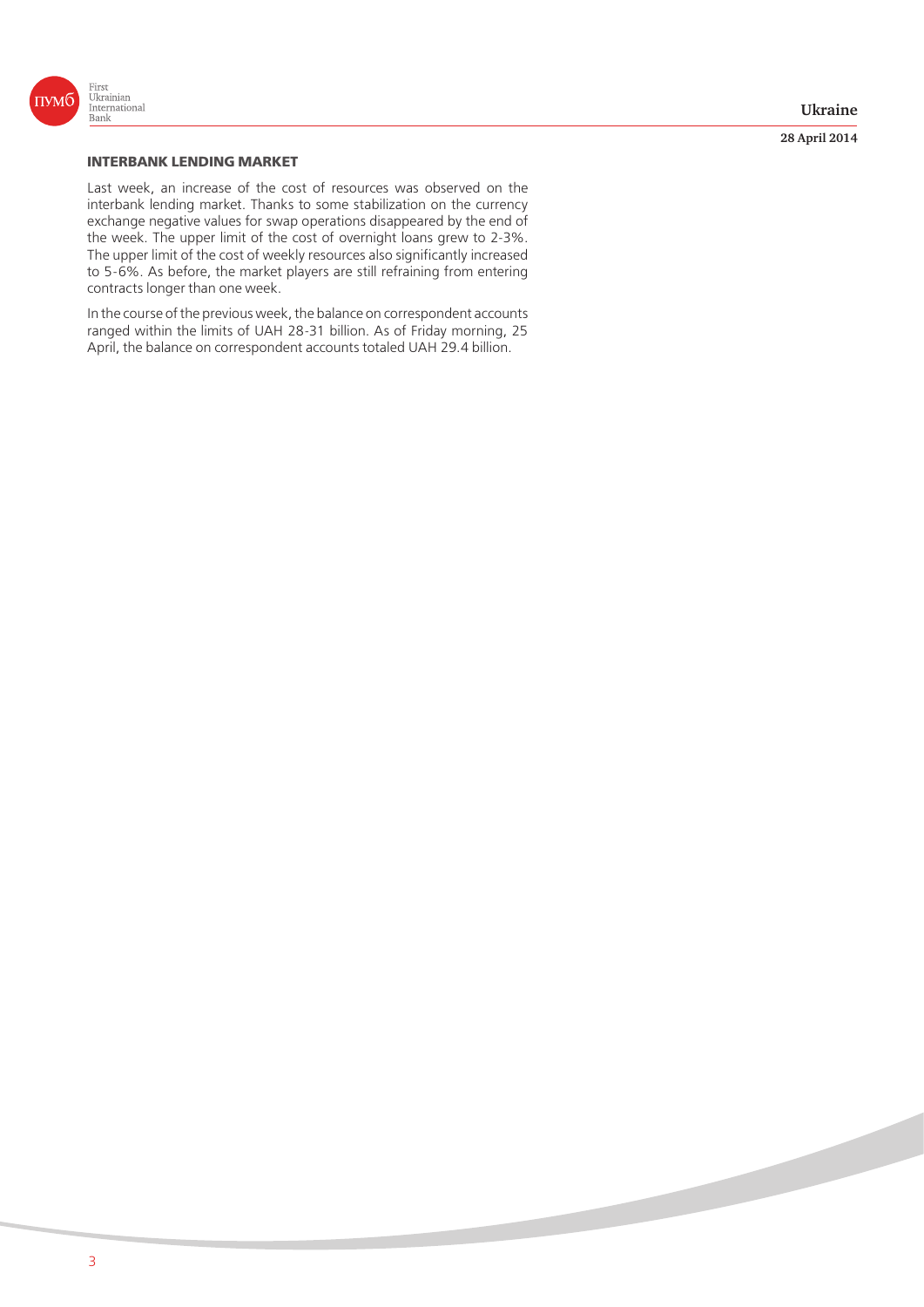## INTERBANK LENDING MARKET

Last week, an increase of the cost of resources was observed on the interbank lending market. Thanks to some stabilization on the currency exchange negative values for swap operations disappeared by the end of the week. The upper limit of the cost of overnight loans grew to 2-3%. The upper limit of the cost of weekly resources also significantly increased to 5-6%. As before, the market players are still refraining from entering contracts longer than one week.

In the course of the previous week, the balance on correspondent accounts ranged within the limits of UAH 28-31 billion. As of Friday morning, 25 April, the balance on correspondent accounts totaled UAH 29.4 billion.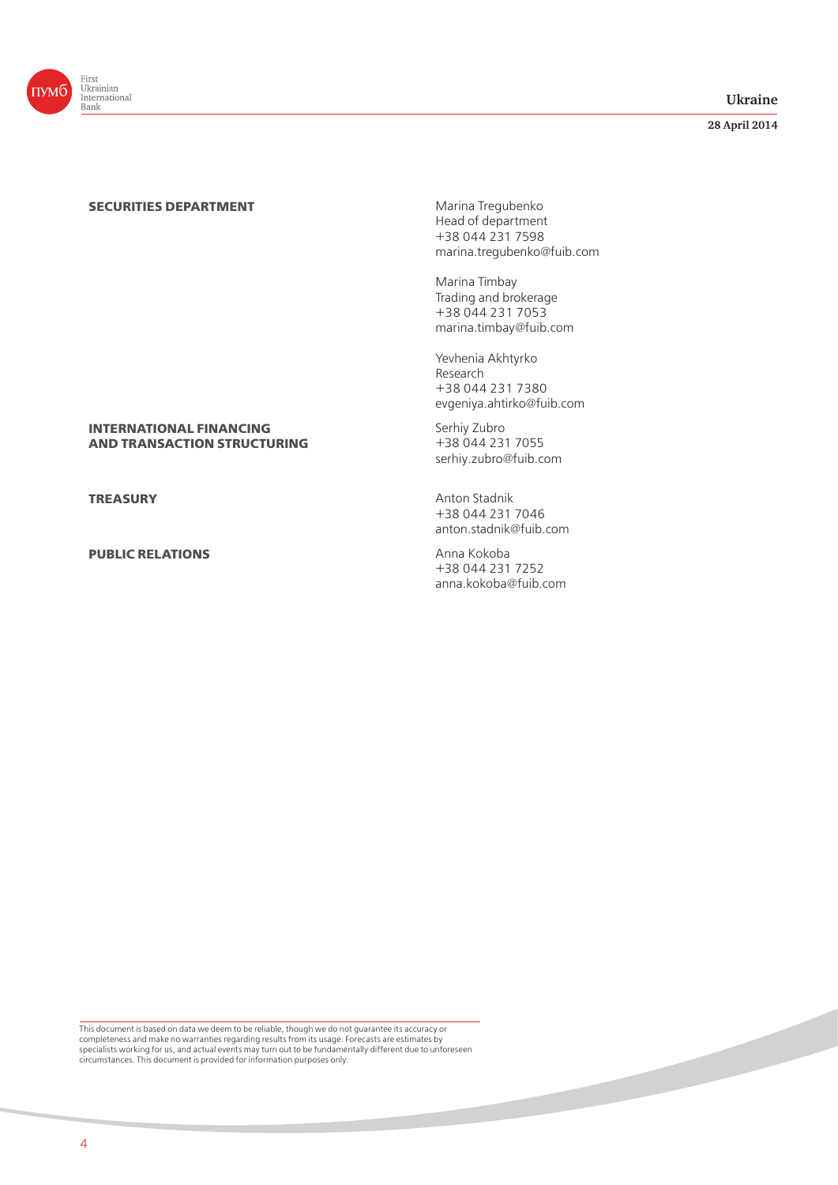**SECURITIES DEPARTMENT**

Marina Tregubenko
Head of department
+38 044 231 7598
marina.tregubenko@fuib.com

Marina Timbay
Trading and brokerage
+38 044 231 7053
marina.timbay@fuib.com

Yevhenia Akhtyrko
Research
+38 044 231 7380
evgeniya.ahtirko@fuib.com

**INTERNATIONAL FINANCING AND TRANSACTION STRUCTURING**

Serhiy Zubro
+38 044 231 7055
serhiy.zubro@fuib.com

**TREASURY**

Anton Stadnik
+38 044 231 7046
anton.stadnik@fuib.com

**PUBLIC RELATIONS**

Anna Kokoba
+38 044 231 7252
anna.kokoba@fuib.com

This document is based on data we deem to be reliable, though we do not guarantee its accuracy or completeness and make no warranties regarding results from its usage. Forecasts are estimates by specialists working for us, and actual events may turn out to be fundamentally different due to unforeseen circumstances. This document is provided for information purposes only.